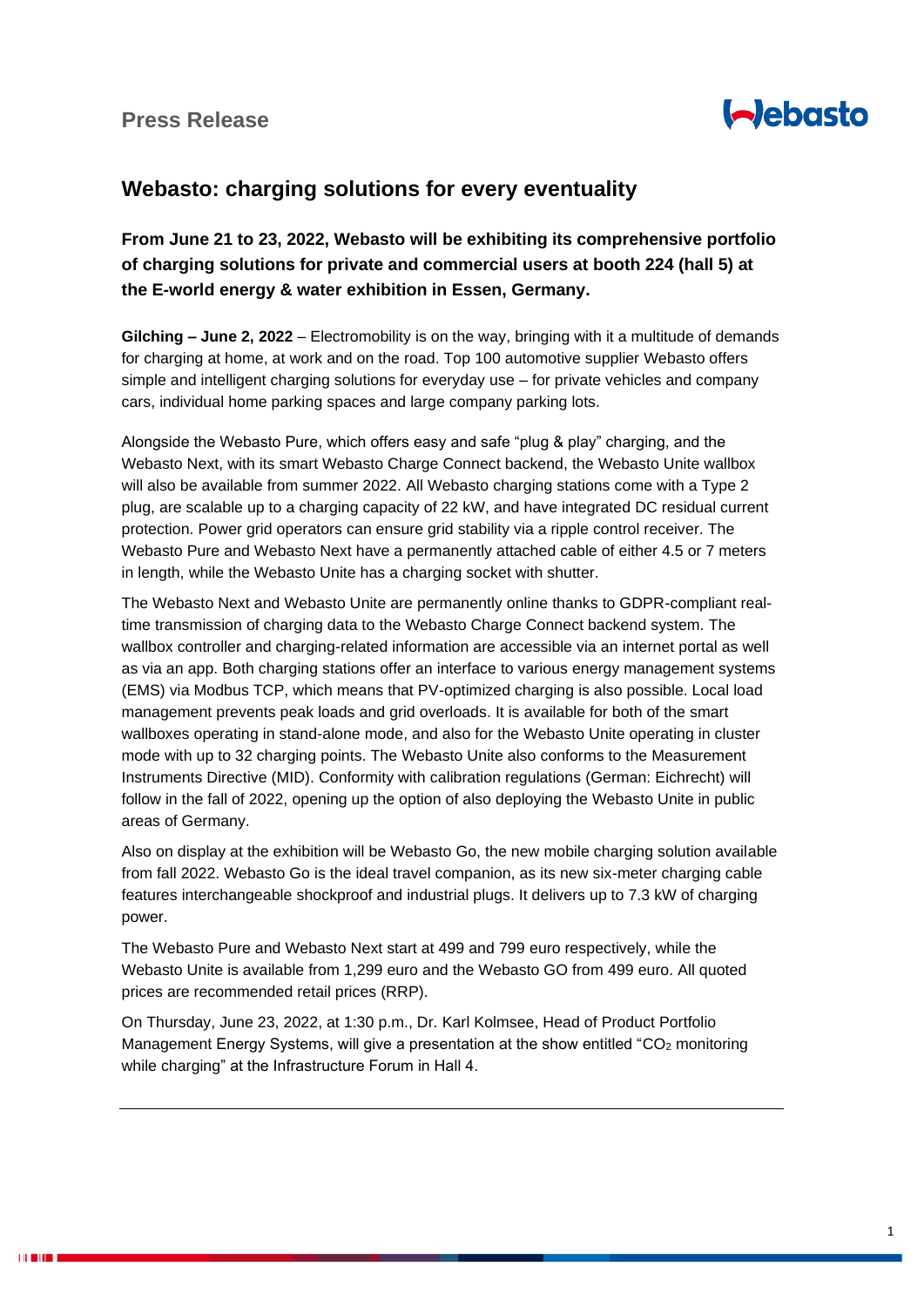Press Release

# Webasto: charging solutions for every eventuality

**From June 21 to 23, 2022, Webasto will be exhibiting its comprehensive portfolio of charging solutions for private and commercial users at booth 224 (hall 5) at the E-world energy & water exhibition in Essen, Germany.**

**Gilching – June 2, 2022** – Electromobility is on the way, bringing with it a multitude of demands for charging at home, at work and on the road. Top 100 automotive supplier Webasto offers simple and intelligent charging solutions for everyday use – for private vehicles and company cars, individual home parking spaces and large company parking lots.

Alongside the Webasto Pure, which offers easy and safe "plug & play" charging, and the Webasto Next, with its smart Webasto Charge Connect backend, the Webasto Unite wallbox will also be available from summer 2022. All Webasto charging stations come with a Type 2 plug, are scalable up to a charging capacity of 22 kW, and have integrated DC residual current protection. Power grid operators can ensure grid stability via a ripple control receiver. The Webasto Pure and Webasto Next have a permanently attached cable of either 4.5 or 7 meters in length, while the Webasto Unite has a charging socket with shutter.

The Webasto Next and Webasto Unite are permanently online thanks to GDPR-compliant real-time transmission of charging data to the Webasto Charge Connect backend system. The wallbox controller and charging-related information are accessible via an internet portal as well as via an app. Both charging stations offer an interface to various energy management systems (EMS) via Modbus TCP, which means that PV-optimized charging is also possible. Local load management prevents peak loads and grid overloads. It is available for both of the smart wallboxes operating in stand-alone mode, and also for the Webasto Unite operating in cluster mode with up to 32 charging points. The Webasto Unite also conforms to the Measurement Instruments Directive (MID). Conformity with calibration regulations (German: Eichrecht) will follow in the fall of 2022, opening up the option of also deploying the Webasto Unite in public areas of Germany.

Also on display at the exhibition will be Webasto Go, the new mobile charging solution available from fall 2022. Webasto Go is the ideal travel companion, as its new six-meter charging cable features interchangeable shockproof and industrial plugs. It delivers up to 7.3 kW of charging power.

The Webasto Pure and Webasto Next start at 499 and 799 euro respectively, while the Webasto Unite is available from 1,299 euro and the Webasto GO from 499 euro. All quoted prices are recommended retail prices (RRP).

On Thursday, June 23, 2022, at 1:30 p.m., Dr. Karl Kolmsee, Head of Product Portfolio Management Energy Systems, will give a presentation at the show entitled "$CO_2$ monitoring while charging" at the Infrastructure Forum in Hall 4.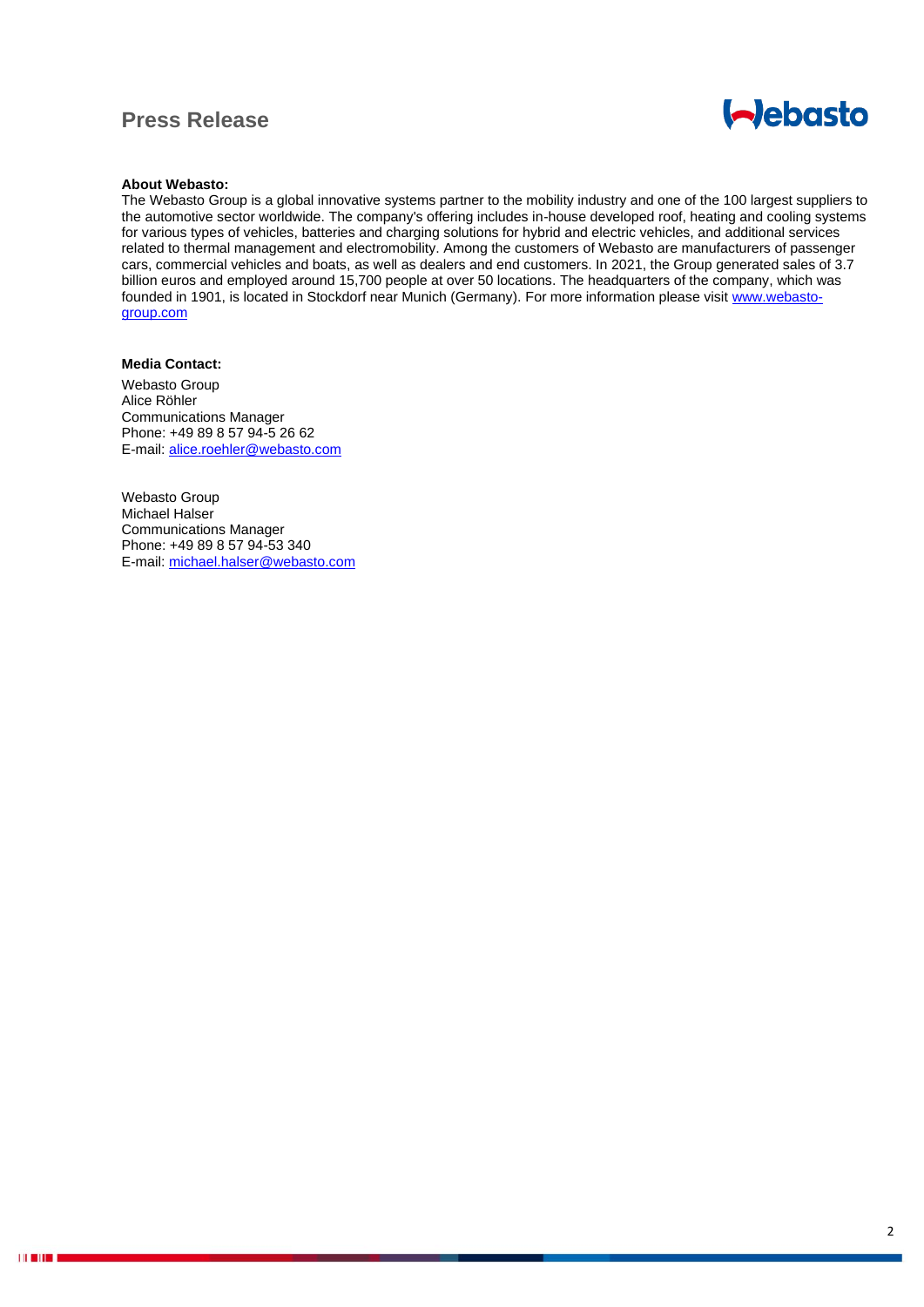**About Webasto:**

The Webasto Group is a global innovative systems partner to the mobility industry and one of the 100 largest suppliers to the automotive sector worldwide. The company's offering includes in-house developed roof, heating and cooling systems for various types of vehicles, batteries and charging solutions for hybrid and electric vehicles, and additional services related to thermal management and electromobility. Among the customers of Webasto are manufacturers of passenger cars, commercial vehicles and boats, as well as dealers and end customers. In 2021, the Group generated sales of 3.7 billion euros and employed around 15,700 people at over 50 locations. The headquarters of the company, which was founded in 1901, is located in Stockdorf near Munich (Germany). For more information please visit [www.webasto-group.com](http://www.webasto-group.com)

**Media Contact:**

Webasto Group
Alice Röhler
Communications Manager
Phone: +49 89 8 57 94-5 26 62
E-mail: [alice.roehler@webasto.com](mailto:alice.roehler@webasto.com)

Webasto Group
Michael Halser
Communications Manager
Phone: +49 89 8 57 94-53 340
E-mail: [michael.halser@webasto.com](mailto:michael.halser@webasto.com)